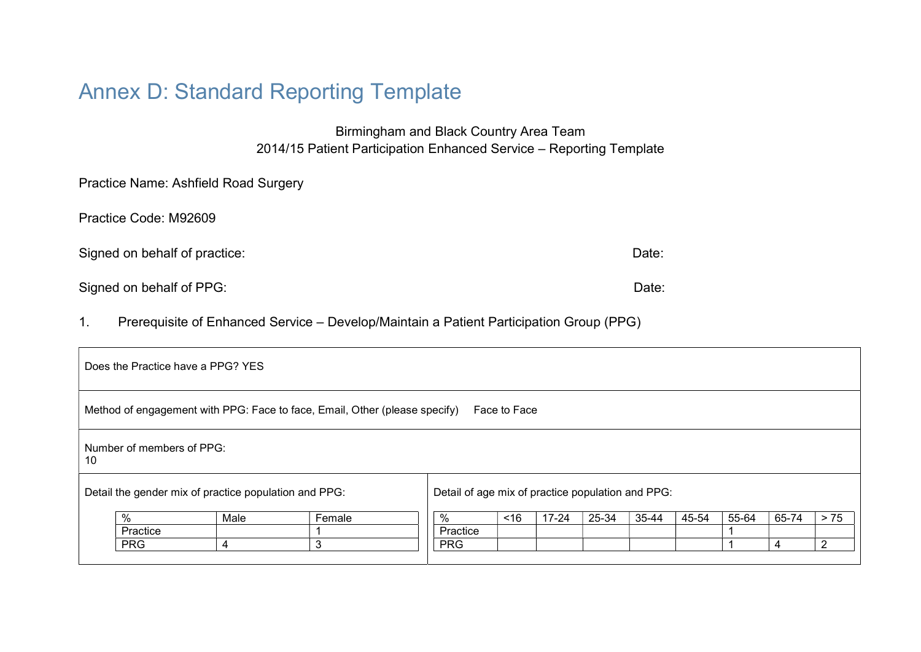# Annex D: Standard Reporting Template

Birmingham and Black Country Area Team
2014/15 Patient Participation Enhanced Service – Reporting Template

Practice Name: Ashfield Road Surgery

Practice Code: M92609

Signed on behalf of practice: Date:

Signed on behalf of PPG: Date:

1. Prerequisite of Enhanced Service – Develop/Maintain a Patient Participation Group (PPG)

Does the Practice have a PPG? YES

Method of engagement with PPG: Face to face, Email, Other (please specify) Face to Face

Number of members of PPG:
10

Detail the gender mix of practice population and PPG:

| % | Male | Female |
|---|---|---|
| Practice | | 1 |
| PRG | 4 | 3 |

Detail of age mix of practice population and PPG:

| % | <16 | 17-24 | 25-34 | 35-44 | 45-54 | 55-64 | 65-74 | > 75 |
|---|---|---|---|---|---|---|---|---|
| Practice | | | | | | 1 | | |
| PRG | | | | | | 1 | 4 | 2 |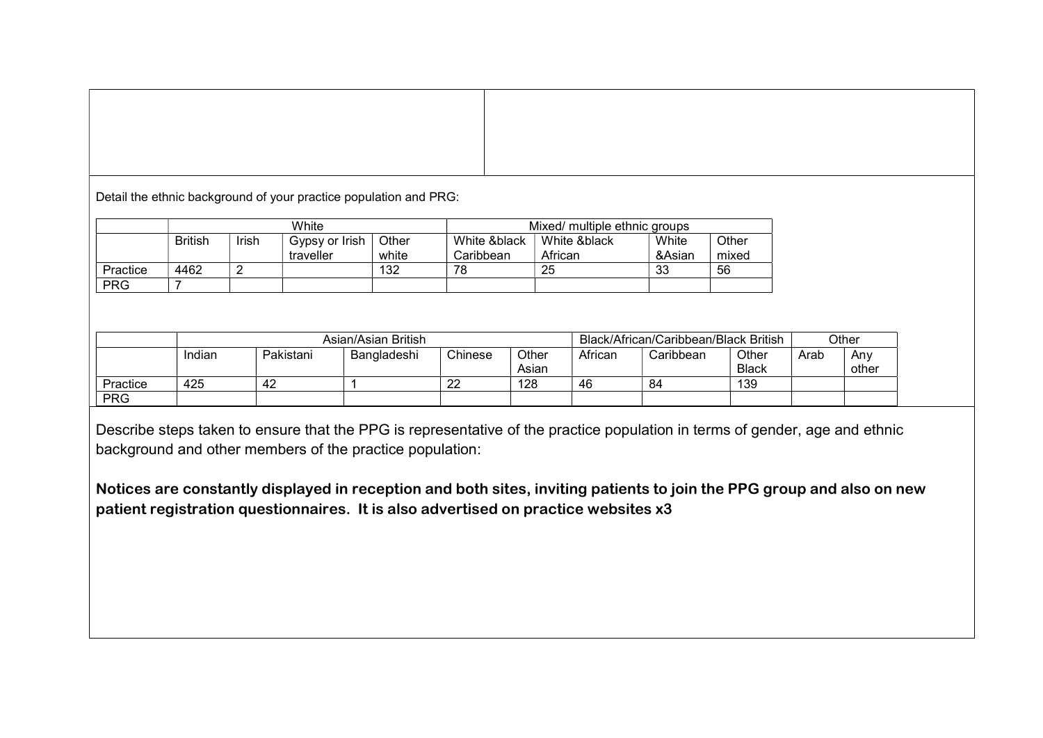Detail the ethnic background of your practice population and PRG:

| | White | | | | Mixed/ multiple ethnic groups | | | |
|---|---|---|---|---|---|---|---|---|
| | British | Irish | Gypsy or Irish traveller | Other white | White &black Caribbean | White &black African | White &Asian | Other mixed |
| Practice | 4462 | 2 | | 132 | 78 | 25 | 33 | 56 |
| PRG | 7 | | | | | | | |

| | Asian/Asian British | | | | | Black/African/Caribbean/Black British | | | Other | |
|---|---|---|---|---|---|---|---|---|---|---|
| | Indian | Pakistani | Bangladeshi | Chinese | Other Asian | African | Caribbean | Other Black | Arab | Any other |
| Practice | 425 | 42 | 1 | 22 | 128 | 46 | 84 | 139 | | |
| PRG | | | | | | | | | | |

Describe steps taken to ensure that the PPG is representative of the practice population in terms of gender, age and ethnic background and other members of the practice population:

**Notices are constantly displayed in reception and both sites, inviting patients to join the PPG group and also on new patient registration questionnaires. It is also advertised on practice websites x3**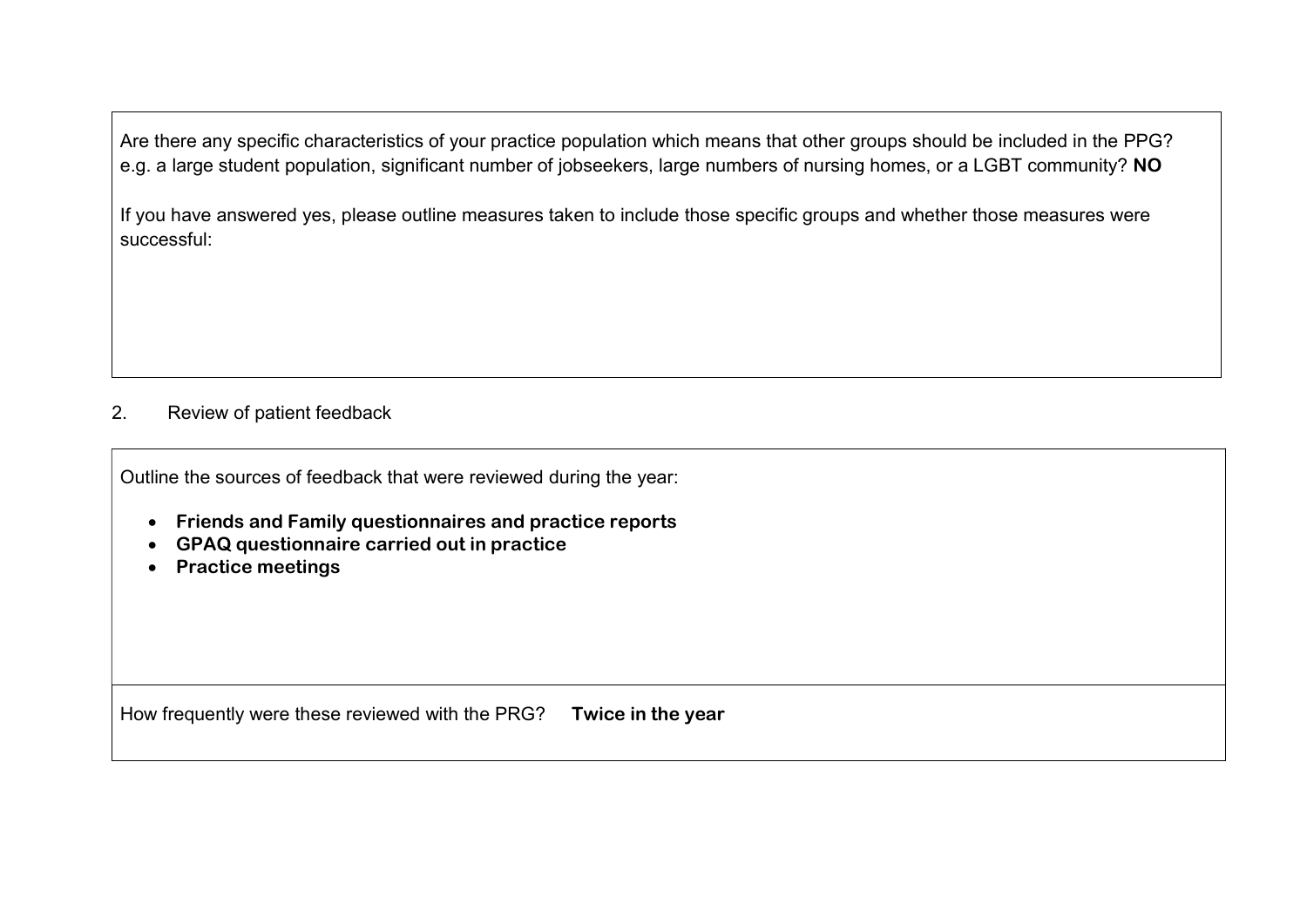Are there any specific characteristics of your practice population which means that other groups should be included in the PPG? e.g. a large student population, significant number of jobseekers, large numbers of nursing homes, or a LGBT community? **NO**

If you have answered yes, please outline measures taken to include those specific groups and whether those measures were successful:

2. Review of patient feedback

Outline the sources of feedback that were reviewed during the year:

- **Friends and Family questionnaires and practice reports**
- **GPAQ questionnaire carried out in practice**
- **Practice meetings**

How frequently were these reviewed with the PRG? **Twice in the year**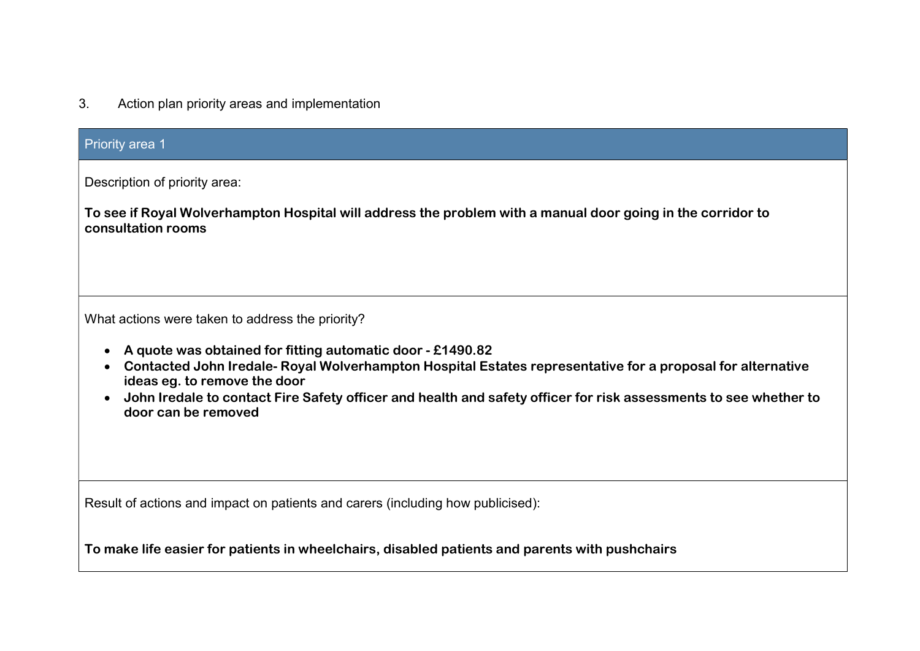3. Action plan priority areas and implementation

| Priority area 1 |
| --- |
| Description of priority area:<br><br>**To see if Royal Wolverhampton Hospital will address the problem with a manual door going in the corridor to consultation rooms** |
| What actions were taken to address the priority?<br><br>• **A quote was obtained for fitting automatic door - £1490.82**<br>• **Contacted John Iredale- Royal Wolverhampton Hospital Estates representative for a proposal for alternative ideas eg. to remove the door**<br>• **John Iredale to contact Fire Safety officer and health and safety officer for risk assessments to see whether to door can be removed** |
| Result of actions and impact on patients and carers (including how publicised):<br><br>**To make life easier for patients in wheelchairs, disabled patients and parents with pushchairs** |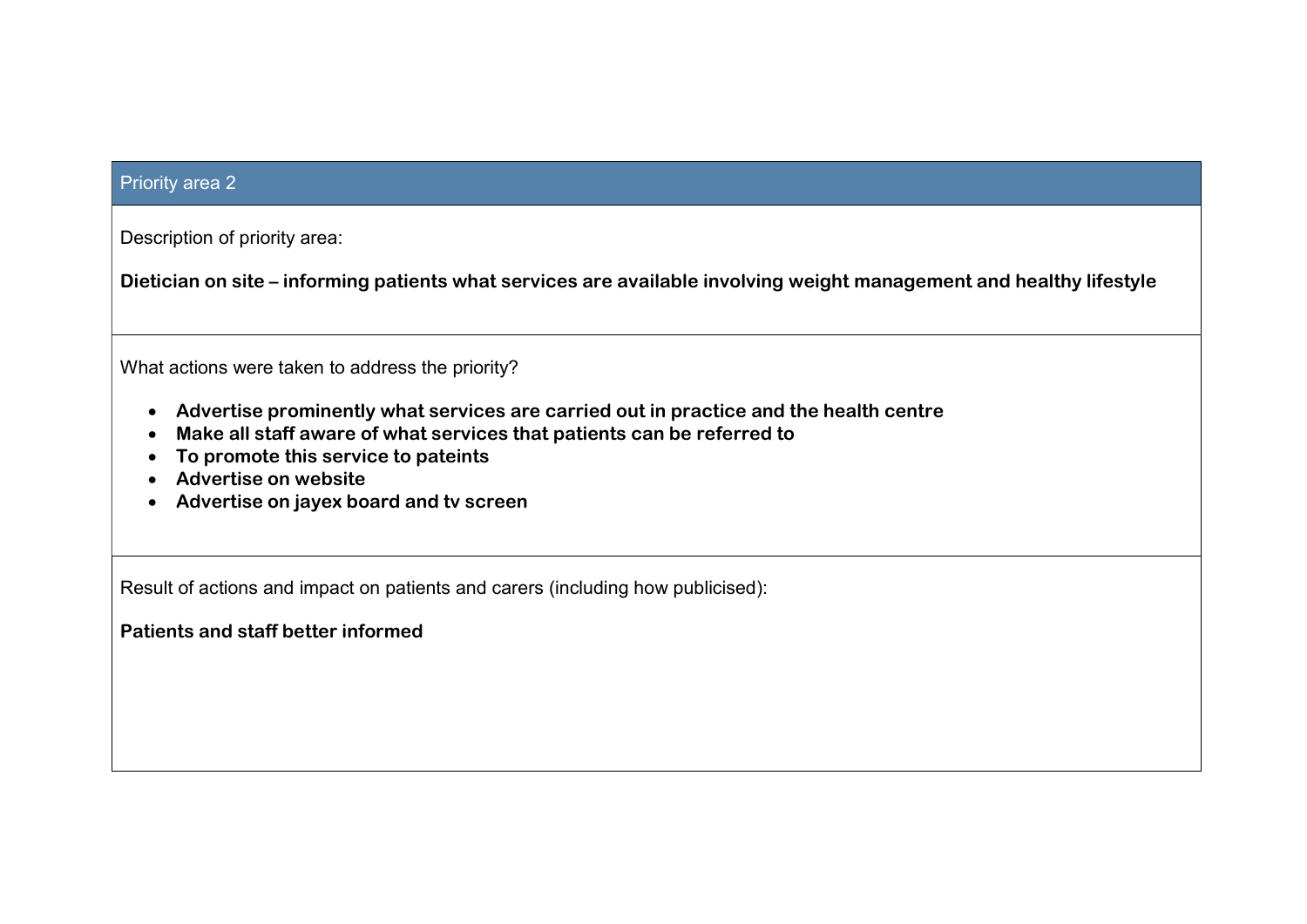## Priority area 2

Description of priority area:

**Dietician on site – informing patients what services are available involving weight management and healthy lifestyle**

What actions were taken to address the priority?

- **Advertise prominently what services are carried out in practice and the health centre**
- **Make all staff aware of what services that patients can be referred to**
- **To promote this service to pateints**
- **Advertise on website**
- **Advertise on jayex board and tv screen**

Result of actions and impact on patients and carers (including how publicised):

**Patients and staff better informed**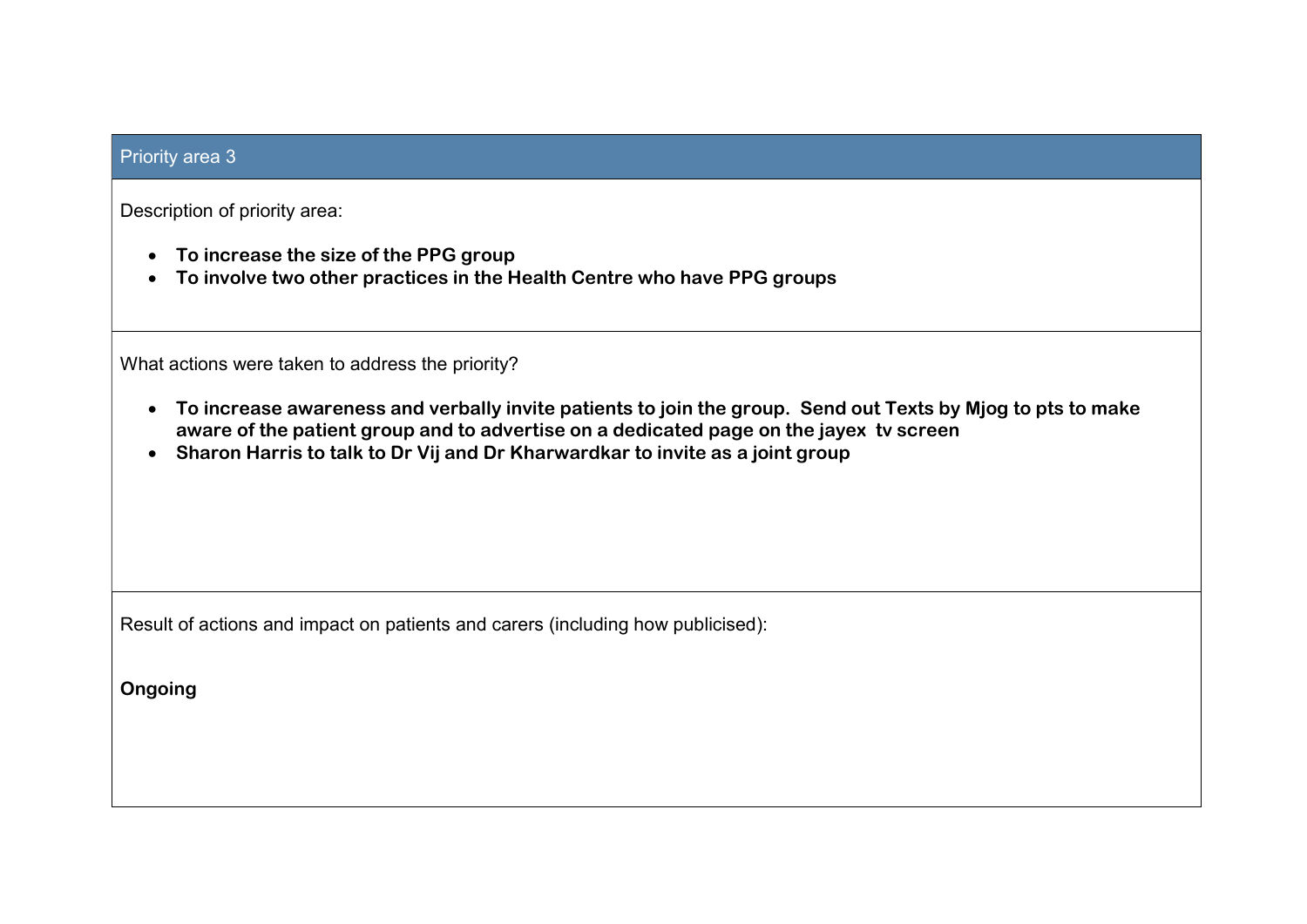## Priority area 3

Description of priority area:

- **To increase the size of the PPG group**
- **To involve two other practices in the Health Centre who have PPG groups**

What actions were taken to address the priority?

- **To increase awareness and verbally invite patients to join the group. Send out Texts by Mjog to pts to make aware of the patient group and to advertise on a dedicated page on the jayex tv screen**
- **Sharon Harris to talk to Dr Vij and Dr Kharwardkar to invite as a joint group**

Result of actions and impact on patients and carers (including how publicised):

**Ongoing**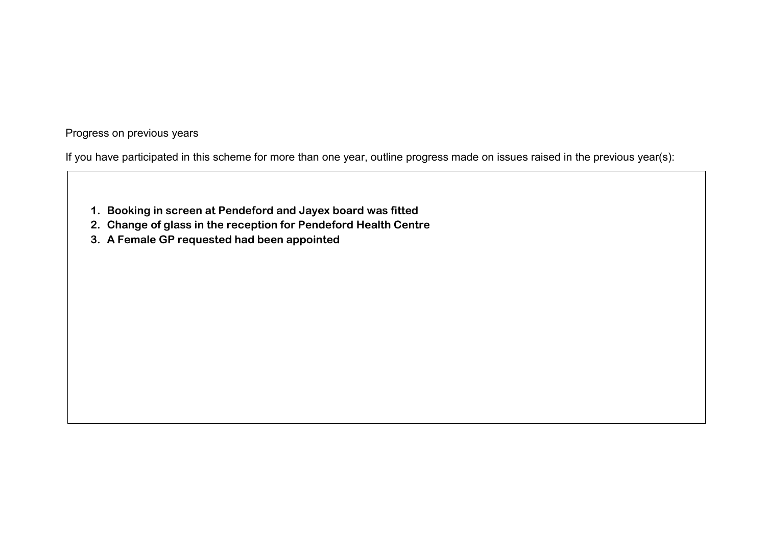Progress on previous years

If you have participated in this scheme for more than one year, outline progress made on issues raised in the previous year(s):

1. **Booking in screen at Pendeford and Jayex board was fitted**
2. **Change of glass in the reception for Pendeford Health Centre**
3. **A Female GP requested had been appointed**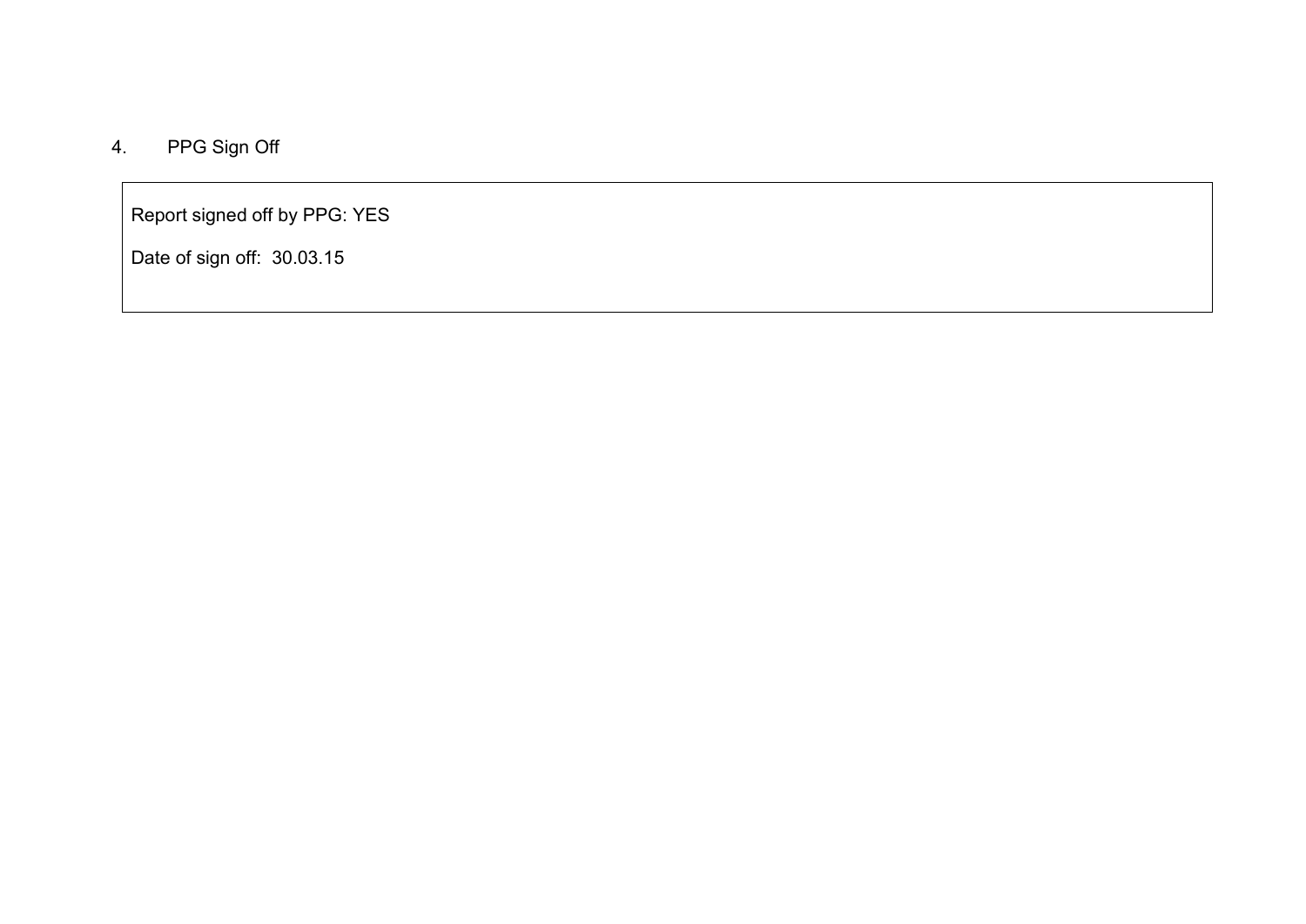## 4. PPG Sign Off

Report signed off by PPG: YES

Date of sign off: 30.03.15